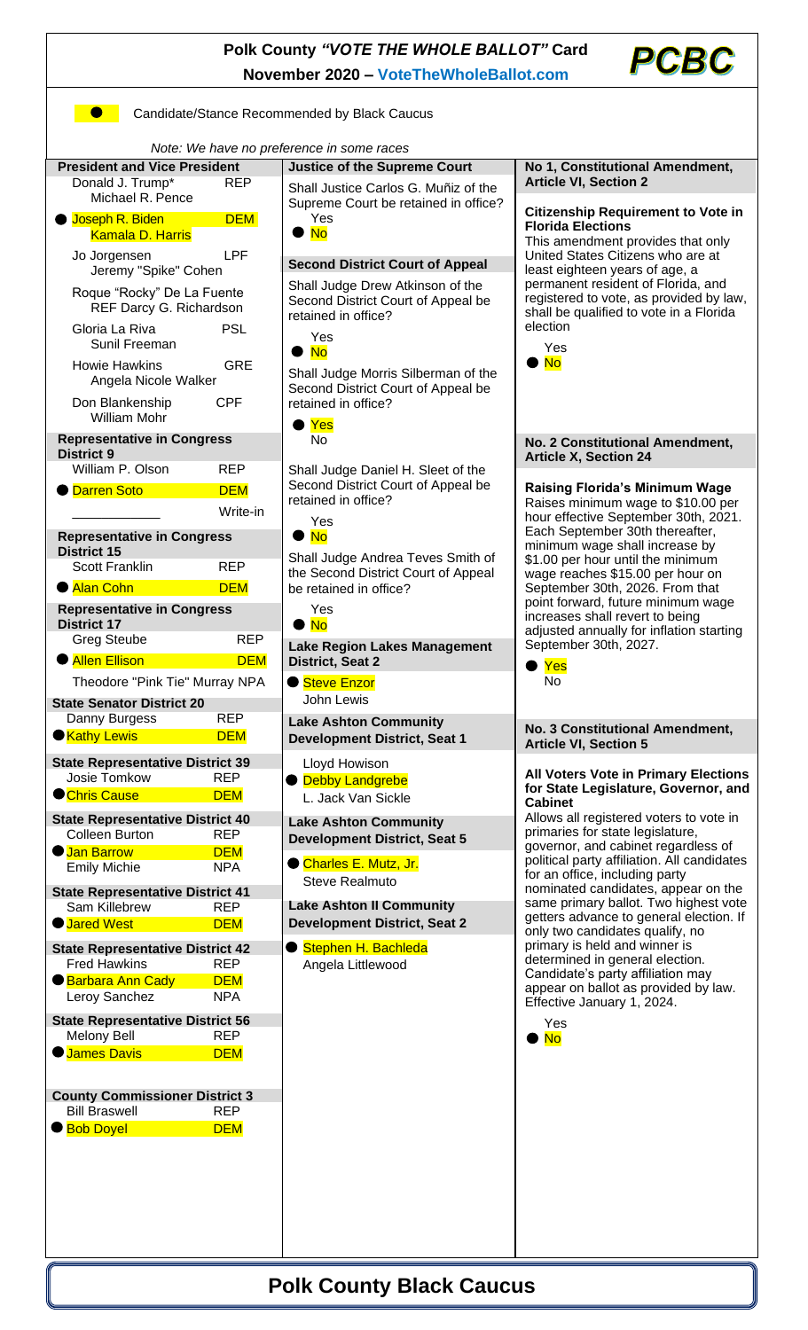# Polk County *"VOTE THE WHOLE BALLOT"* Card

**November 2020 – VoteTheWholeBallot.com**

**PCBC**

● Candidate/Stance Recommended by Black Caucus

*Note: We have no preference in some races*

### President and Vice President

- Donald J. Trump* / Michael R. Pence — REP
- ● **Joseph R. Biden / Kamala D. Harris — DEM**
- Jo Jorgensen / Jeremy "Spike" Cohen — LPF
- Roque "Rocky" De La Fuente / Darcy G. Richardson — REF
- Gloria La Riva / Sunil Freeman — PSL
- Howie Hawkins / Angela Nicole Walker — GRE
- Don Blankenship / William Mohr — CPF

### Representative in Congress District 9

- William P. Olson — REP
- ● **Darren Soto — DEM**
- ____________ Write-in

### Representative in Congress District 15

- Scott Franklin — REP
- ● **Alan Cohn — DEM**

### Representative in Congress District 17

- Greg Steube — REP
- ● **Allen Ellison — DEM**
- Theodore "Pink Tie" Murray — NPA

### State Senator District 20

- Danny Burgess — REP
- ● **Kathy Lewis — DEM**

### State Representative District 39

- Josie Tomkow — REP
- ● **Chris Cause — DEM**

### State Representative District 40

- Colleen Burton — REP
- ● **Jan Barrow — DEM**
- Emily Michie — NPA

### State Representative District 41

- Sam Killebrew — REP
- ● **Jared West — DEM**

### State Representative District 42

- Fred Hawkins — REP
- ● **Barbara Ann Cady — DEM**
- Leroy Sanchez — NPA

### State Representative District 56

- Melony Bell — REP
- ● **James Davis — DEM**

### County Commissioner District 3

- Bill Braswell — REP
- ● **Bob Doyel — DEM**

### Justice of the Supreme Court

Shall Justice Carlos G. Muñiz of the Supreme Court be retained in office?

- Yes
- ● **No**

### Second District Court of Appeal

Shall Judge Drew Atkinson of the Second District Court of Appeal be retained in office?

- Yes
- ● **No**

Shall Judge Morris Silberman of the Second District Court of Appeal be retained in office?

- ● **Yes**
- No

Shall Judge Daniel H. Sleet of the Second District Court of Appeal be retained in office?

- Yes
- ● **No**

Shall Judge Andrea Teves Smith of the Second District Court of Appeal be retained in office?

- Yes
- ● **No**

### Lake Region Lakes Management District, Seat 2

- ● **Steve Enzor**
- John Lewis

### Lake Ashton Community Development District, Seat 1

- Lloyd Howison
- ● **Debby Landgrebe**
- L. Jack Van Sickle

### Lake Ashton Community Development District, Seat 5

- ● **Charles E. Mutz, Jr.**
- Steve Realmuto

### Lake Ashton II Community Development District, Seat 2

- ● **Stephen H. Bachleda**
- Angela Littlewood

### No 1, Constitutional Amendment, Article VI, Section 2

**Citizenship Requirement to Vote in Florida Elections**

This amendment provides that only United States Citizens who are at least eighteen years of age, a permanent resident of Florida, and registered to vote, as provided by law, shall be qualified to vote in a Florida election

- Yes
- ● **No**

### No. 2 Constitutional Amendment, Article X, Section 24

**Raising Florida's Minimum Wage**

Raises minimum wage to $10.00 per hour effective September 30th, 2021. Each September 30th thereafter, minimum wage shall increase by $1.00 per hour until the minimum wage reaches $15.00 per hour on September 30th, 2026. From that point forward, future minimum wage increases shall revert to being adjusted annually for inflation starting September 30th, 2027.

- ● **Yes**
- No

### No. 3 Constitutional Amendment, Article VI, Section 5

**All Voters Vote in Primary Elections for State Legislature, Governor, and Cabinet**

Allows all registered voters to vote in primaries for state legislature, governor, and cabinet regardless of political party affiliation. All candidates for an office, including party nominated candidates, appear on the same primary ballot. Two highest vote getters advance to general election. If only two candidates qualify, no primary is held and winner is determined in general election. Candidate's party affiliation may appear on ballot as provided by law. Effective January 1, 2024.

- Yes
- ● **No**

## Polk County Black Caucus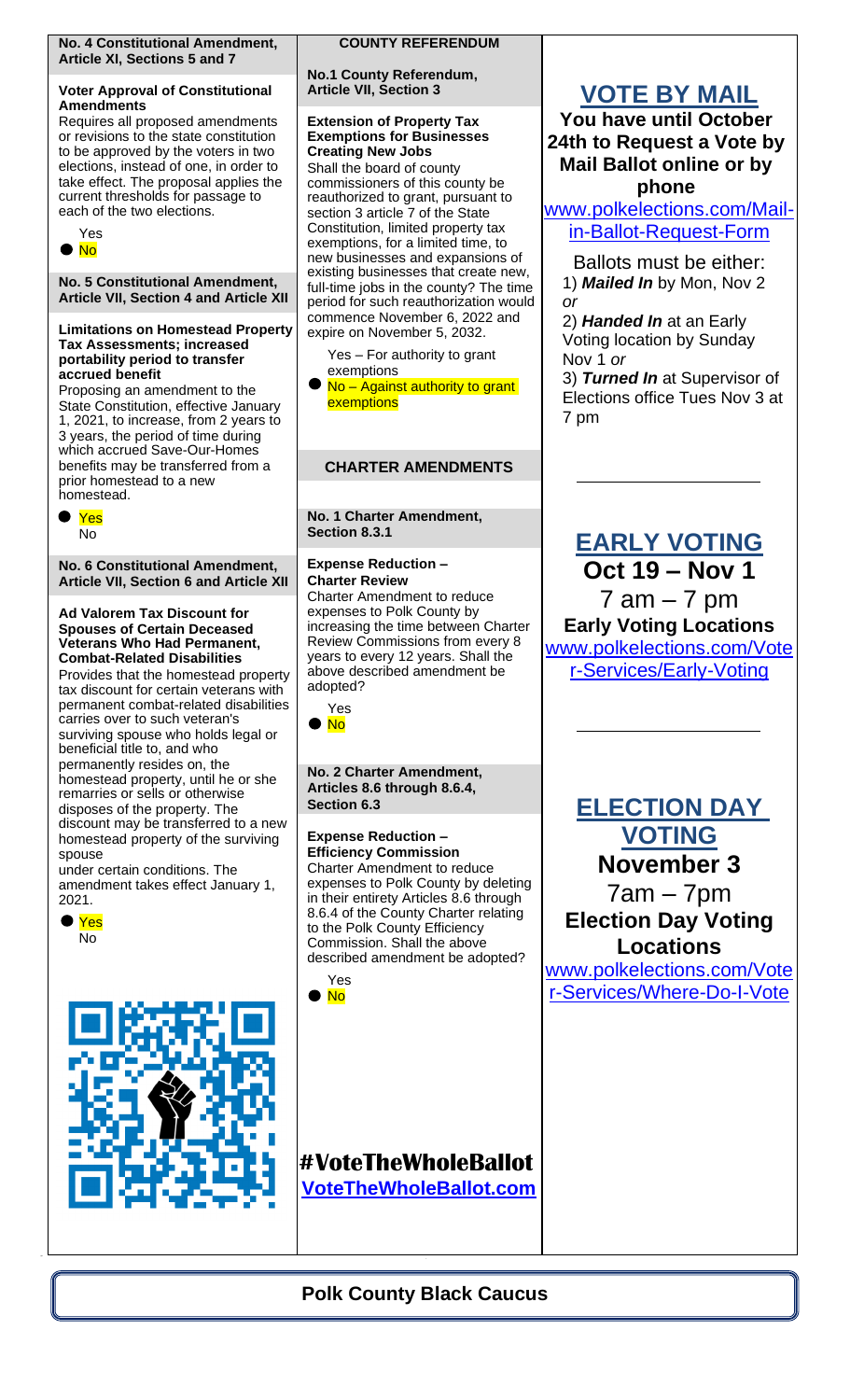**No. 4 Constitutional Amendment, Article XI, Sections 5 and 7**

**Voter Approval of Constitutional Amendments**

Requires all proposed amendments or revisions to the state constitution to be approved by the voters in two elections, instead of one, in order to take effect. The proposal applies the current thresholds for passage to each of the two elections.

Yes
● No

**No. 5 Constitutional Amendment, Article VII, Section 4 and Article XII**

**Limitations on Homestead Property Tax Assessments; increased portability period to transfer accrued benefit**

Proposing an amendment to the State Constitution, effective January 1, 2021, to increase, from 2 years to 3 years, the period of time during which accrued Save-Our-Homes benefits may be transferred from a prior homestead to a new homestead.

● Yes
No

**No. 6 Constitutional Amendment, Article VII, Section 6 and Article XII**

**Ad Valorem Tax Discount for Spouses of Certain Deceased Veterans Who Had Permanent, Combat-Related Disabilities**

Provides that the homestead property tax discount for certain veterans with permanent combat-related disabilities carries over to such veteran's surviving spouse who holds legal or beneficial title to, and who permanently resides on, the homestead property, until he or she remarries or sells or otherwise disposes of the property. The discount may be transferred to a new homestead property of the surviving spouse under certain conditions. The amendment takes effect January 1, 2021.

● Yes
No

## COUNTY REFERENDUM

**No.1 County Referendum, Article VII, Section 3**

**Extension of Property Tax Exemptions for Businesses Creating New Jobs**

Shall the board of county commissioners of this county be reauthorized to grant, pursuant to section 3 article 7 of the State Constitution, limited property tax exemptions, for a limited time, to new businesses and expansions of existing businesses that create new, full-time jobs in the county? The time period for such reauthorization would commence November 6, 2022 and expire on November 5, 2032.

Yes – For authority to grant exemptions
● No – Against authority to grant exemptions

## CHARTER AMENDMENTS

**No. 1 Charter Amendment, Section 8.3.1**

**Expense Reduction – Charter Review**

Charter Amendment to reduce expenses to Polk County by increasing the time between Charter Review Commissions from every 8 years to every 12 years. Shall the above described amendment be adopted?

Yes
● No

**No. 2 Charter Amendment, Articles 8.6 through 8.6.4, Section 6.3**

**Expense Reduction – Efficiency Commission**

Charter Amendment to reduce expenses to Polk County by deleting in their entirety Articles 8.6 through 8.6.4 of the County Charter relating to the Polk County Efficiency Commission. Shall the above described amendment be adopted?

Yes
● No

**#VoteTheWholeBallot**
**VoteTheWholeBallot.com**

## VOTE BY MAIL

**You have until October 24th to Request a Vote by Mail Ballot online or by phone**

www.polkelections.com/Mail-in-Ballot-Request-Form

Ballots must be either:

1) ***Mailed In*** by Mon, Nov 2 *or*

2) ***Handed In*** at an Early Voting location by Sunday Nov 1 *or*

3) ***Turned In*** at Supervisor of Elections office Tues Nov 3 at 7 pm

## EARLY VOTING

**Oct 19 – Nov 1**

7 am – 7 pm

**Early Voting Locations**

www.polkelections.com/Voter-Services/Early-Voting

## ELECTION DAY VOTING

**November 3**

7am – 7pm

**Election Day Voting Locations**

www.polkelections.com/Voter-Services/Where-Do-I-Vote

**Polk County Black Caucus**